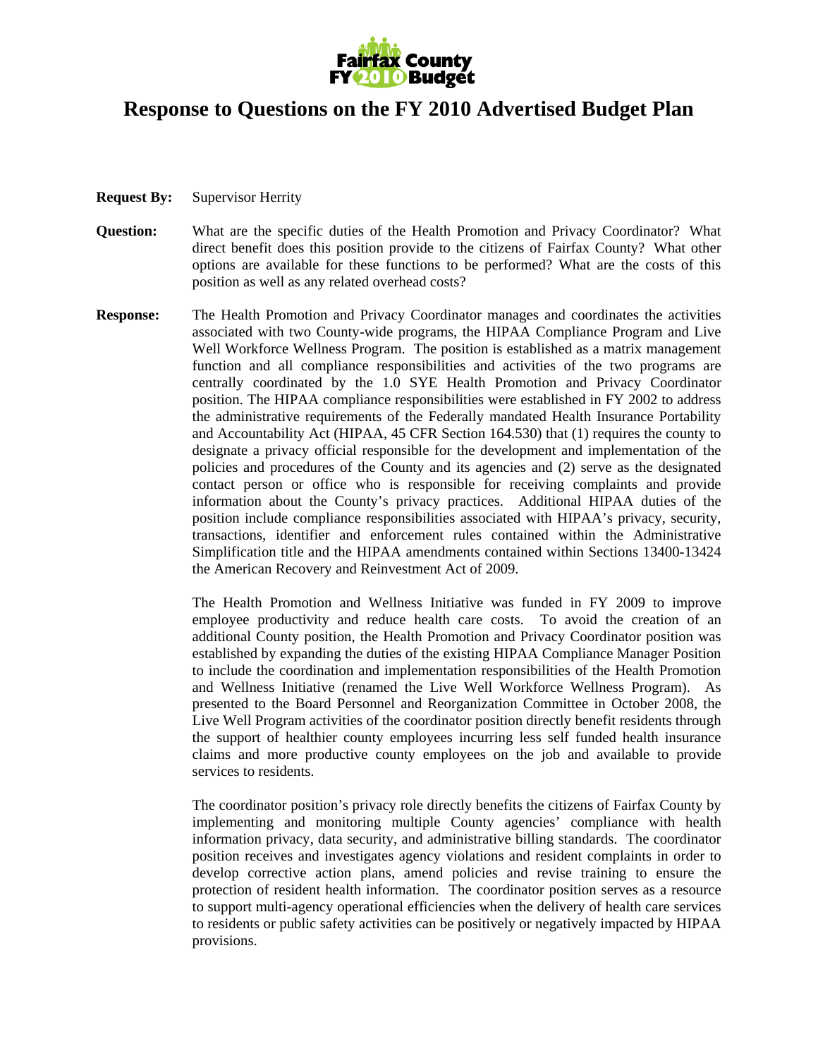Fairfax County FY 2010 Budget

# Response to Questions on the FY 2010 Advertised Budget Plan

**Request By:** Supervisor Herrity

**Question:** What are the specific duties of the Health Promotion and Privacy Coordinator? What direct benefit does this position provide to the citizens of Fairfax County? What other options are available for these functions to be performed? What are the costs of this position as well as any related overhead costs?

**Response:** The Health Promotion and Privacy Coordinator manages and coordinates the activities associated with two County-wide programs, the HIPAA Compliance Program and Live Well Workforce Wellness Program. The position is established as a matrix management function and all compliance responsibilities and activities of the two programs are centrally coordinated by the 1.0 SYE Health Promotion and Privacy Coordinator position. The HIPAA compliance responsibilities were established in FY 2002 to address the administrative requirements of the Federally mandated Health Insurance Portability and Accountability Act (HIPAA, 45 CFR Section 164.530) that (1) requires the county to designate a privacy official responsible for the development and implementation of the policies and procedures of the County and its agencies and (2) serve as the designated contact person or office who is responsible for receiving complaints and provide information about the County's privacy practices. Additional HIPAA duties of the position include compliance responsibilities associated with HIPAA's privacy, security, transactions, identifier and enforcement rules contained within the Administrative Simplification title and the HIPAA amendments contained within Sections 13400-13424 the American Recovery and Reinvestment Act of 2009.

The Health Promotion and Wellness Initiative was funded in FY 2009 to improve employee productivity and reduce health care costs. To avoid the creation of an additional County position, the Health Promotion and Privacy Coordinator position was established by expanding the duties of the existing HIPAA Compliance Manager Position to include the coordination and implementation responsibilities of the Health Promotion and Wellness Initiative (renamed the Live Well Workforce Wellness Program). As presented to the Board Personnel and Reorganization Committee in October 2008, the Live Well Program activities of the coordinator position directly benefit residents through the support of healthier county employees incurring less self funded health insurance claims and more productive county employees on the job and available to provide services to residents.

The coordinator position's privacy role directly benefits the citizens of Fairfax County by implementing and monitoring multiple County agencies' compliance with health information privacy, data security, and administrative billing standards. The coordinator position receives and investigates agency violations and resident complaints in order to develop corrective action plans, amend policies and revise training to ensure the protection of resident health information. The coordinator position serves as a resource to support multi-agency operational efficiencies when the delivery of health care services to residents or public safety activities can be positively or negatively impacted by HIPAA provisions.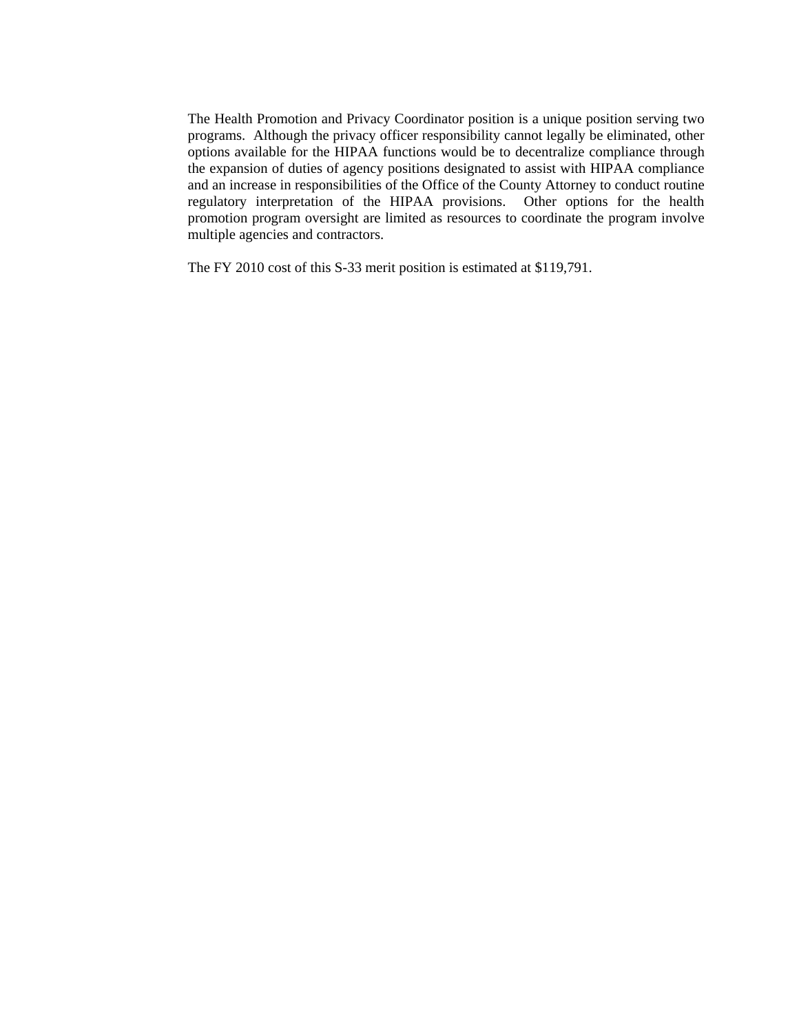The Health Promotion and Privacy Coordinator position is a unique position serving two programs. Although the privacy officer responsibility cannot legally be eliminated, other options available for the HIPAA functions would be to decentralize compliance through the expansion of duties of agency positions designated to assist with HIPAA compliance and an increase in responsibilities of the Office of the County Attorney to conduct routine regulatory interpretation of the HIPAA provisions. Other options for the health promotion program oversight are limited as resources to coordinate the program involve multiple agencies and contractors.

The FY 2010 cost of this S-33 merit position is estimated at $119,791.